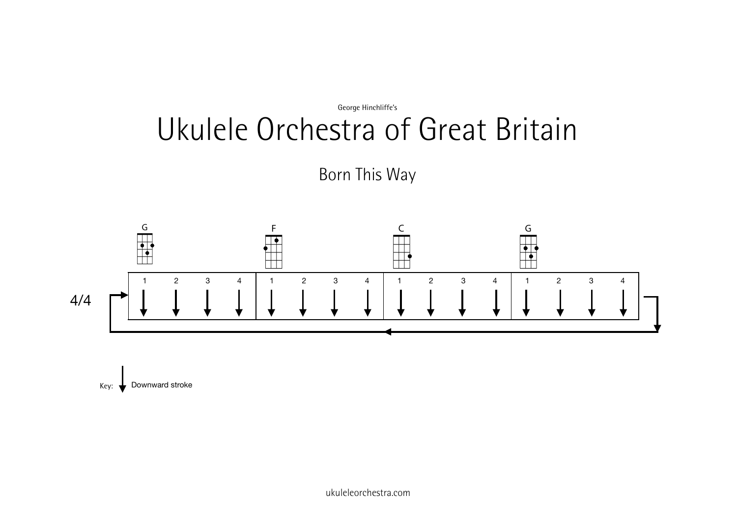George Hinchliffe's

# Ukulele Orchestra of Great Britain

## Born This Way

4/4

| G | | | | F | | | | C | | | | G | | | |
|---|---|---|---|---|---|---|---|---|---|---|---|---|---|---|---|
| 1 | 2 | 3 | 4 | 1 | 2 | 3 | 4 | 1 | 2 | 3 | 4 | 1 | 2 | 3 | 4 |
| ↓ | ↓ | ↓ | ↓ | ↓ | ↓ | ↓ | ↓ | ↓ | ↓ | ↓ | ↓ | ↓ | ↓ | ↓ | ↓ |

Key: ↓ Downward stroke

ukuleleorchestra.com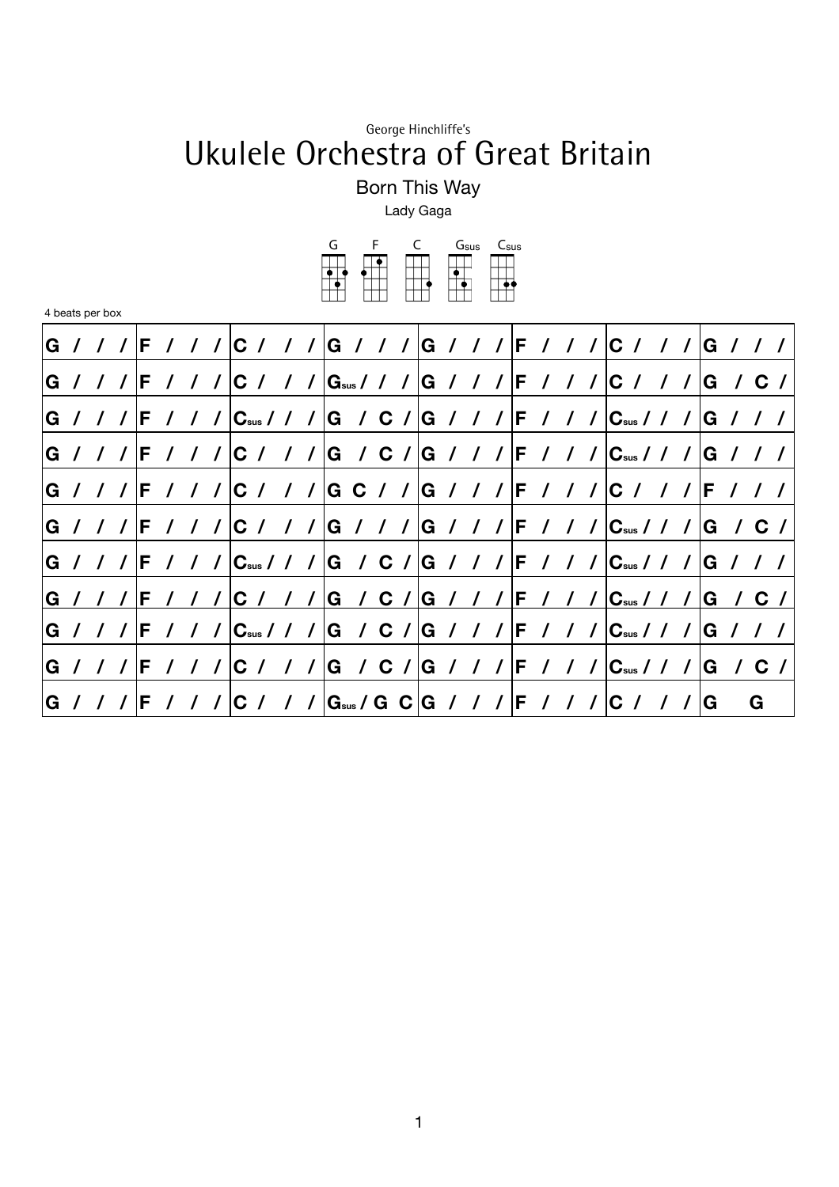George Hinchliffe's

# Ukulele Orchestra of Great Britain

## Born This Way

Lady Gaga

G F C Gsus Csus

4 beats per box

| | | | | | | | |
|---|---|---|---|---|---|---|---|
| G / / / | F / / / | C / / / | G / / / | G / / / | F / / / | C / / / | G / / / |
| G / / / | F / / / | C / / / | Gsus / / / | G / / / | F / / / | C / / / | G / C / |
| G / / / | F / / / | Csus / / / | G / C / | G / / / | F / / / | Csus / / / | G / / / |
| G / / / | F / / / | C / / / | G / C / | G / / / | F / / / | Csus / / / | G / / / |
| G / / / | F / / / | C / / / | G C / / | G / / / | F / / / | C / / / | F / / / |
| G / / / | F / / / | C / / / | G / / / | G / / / | F / / / | Csus / / / | G / C / |
| G / / / | F / / / | Csus / / / | G / C / | G / / / | F / / / | Csus / / / | G / / / |
| G / / / | F / / / | C / / / | G / C / | G / / / | F / / / | Csus / / / | G / C / |
| G / / / | F / / / | Csus / / / | G / C / | G / / / | F / / / | Csus / / / | G / / / |
| G / / / | F / / / | C / / / | G / C / | G / / / | F / / / | Csus / / / | G / C / |
| G / / / | F / / / | C / / / | Gsus / G C | G / / / | F / / / | C / / / | G G |